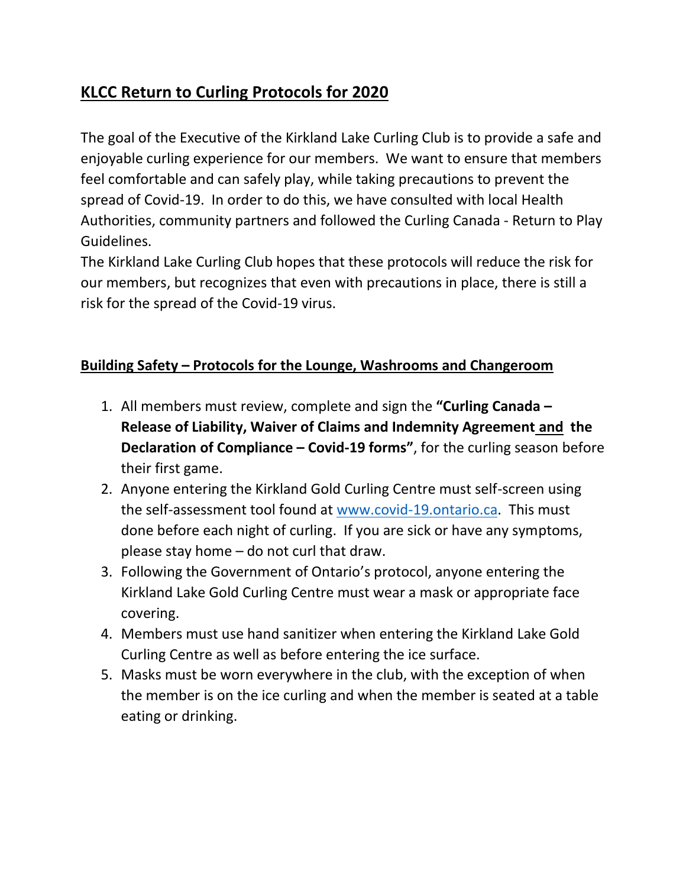# KLCC Return to Curling Protocols for 2020

The goal of the Executive of the Kirkland Lake Curling Club is to provide a safe and enjoyable curling experience for our members. We want to ensure that members feel comfortable and can safely play, while taking precautions to prevent the spread of Covid-19. In order to do this, we have consulted with local Health Authorities, community partners and followed the Curling Canada - Return to Play Guidelines.

The Kirkland Lake Curling Club hopes that these protocols will reduce the risk for our members, but recognizes that even with precautions in place, there is still a risk for the spread of the Covid-19 virus.

## Building Safety – Protocols for the Lounge, Washrooms and Changeroom

1. All members must review, complete and sign the **"Curling Canada – Release of Liability, Waiver of Claims and Indemnity Agreement and the Declaration of Compliance – Covid-19 forms"**, for the curling season before their first game.
2. Anyone entering the Kirkland Gold Curling Centre must self-screen using the self-assessment tool found at www.covid-19.ontario.ca. This must done before each night of curling. If you are sick or have any symptoms, please stay home – do not curl that draw.
3. Following the Government of Ontario's protocol, anyone entering the Kirkland Lake Gold Curling Centre must wear a mask or appropriate face covering.
4. Members must use hand sanitizer when entering the Kirkland Lake Gold Curling Centre as well as before entering the ice surface.
5. Masks must be worn everywhere in the club, with the exception of when the member is on the ice curling and when the member is seated at a table eating or drinking.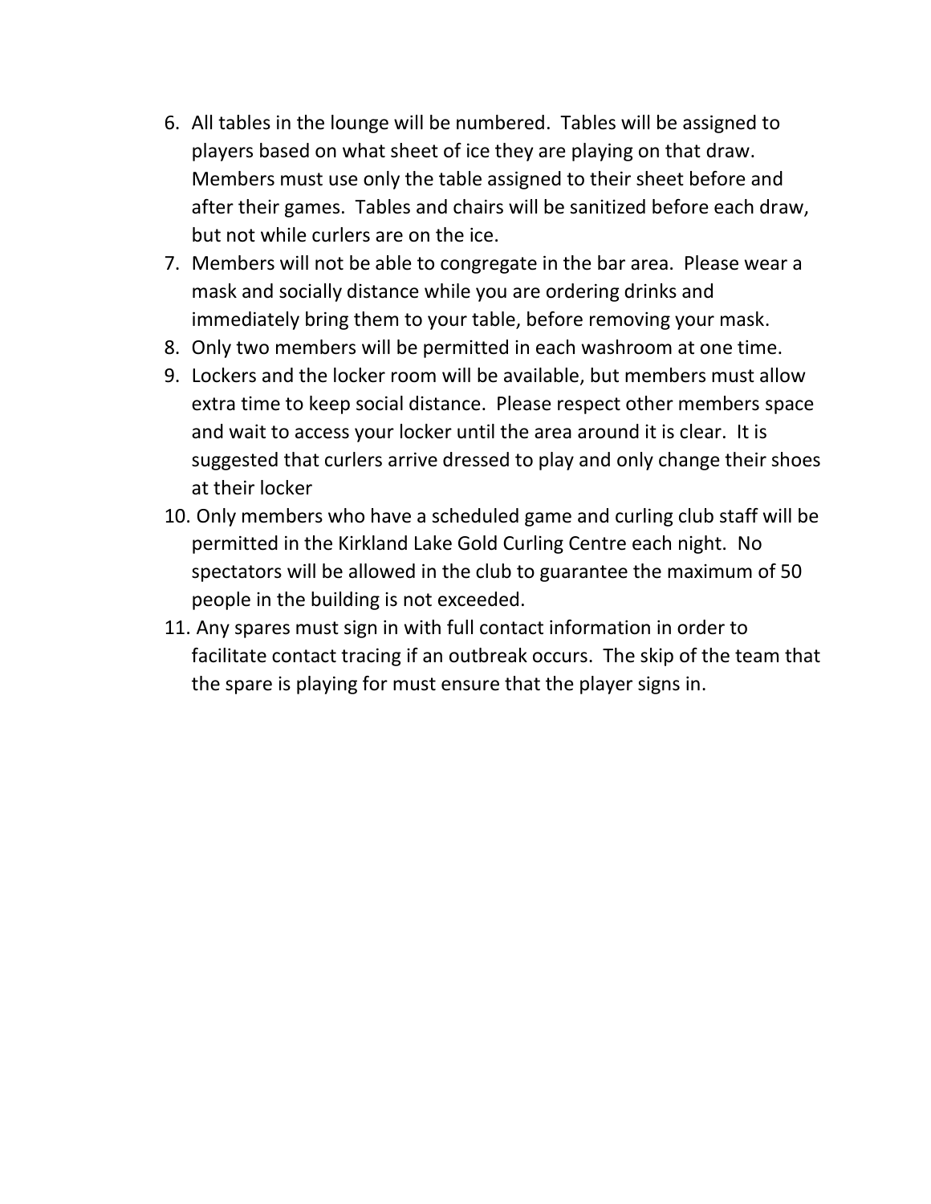6. All tables in the lounge will be numbered. Tables will be assigned to players based on what sheet of ice they are playing on that draw. Members must use only the table assigned to their sheet before and after their games. Tables and chairs will be sanitized before each draw, but not while curlers are on the ice.
7. Members will not be able to congregate in the bar area. Please wear a mask and socially distance while you are ordering drinks and immediately bring them to your table, before removing your mask.
8. Only two members will be permitted in each washroom at one time.
9. Lockers and the locker room will be available, but members must allow extra time to keep social distance. Please respect other members space and wait to access your locker until the area around it is clear. It is suggested that curlers arrive dressed to play and only change their shoes at their locker
10. Only members who have a scheduled game and curling club staff will be permitted in the Kirkland Lake Gold Curling Centre each night. No spectators will be allowed in the club to guarantee the maximum of 50 people in the building is not exceeded.
11. Any spares must sign in with full contact information in order to facilitate contact tracing if an outbreak occurs. The skip of the team that the spare is playing for must ensure that the player signs in.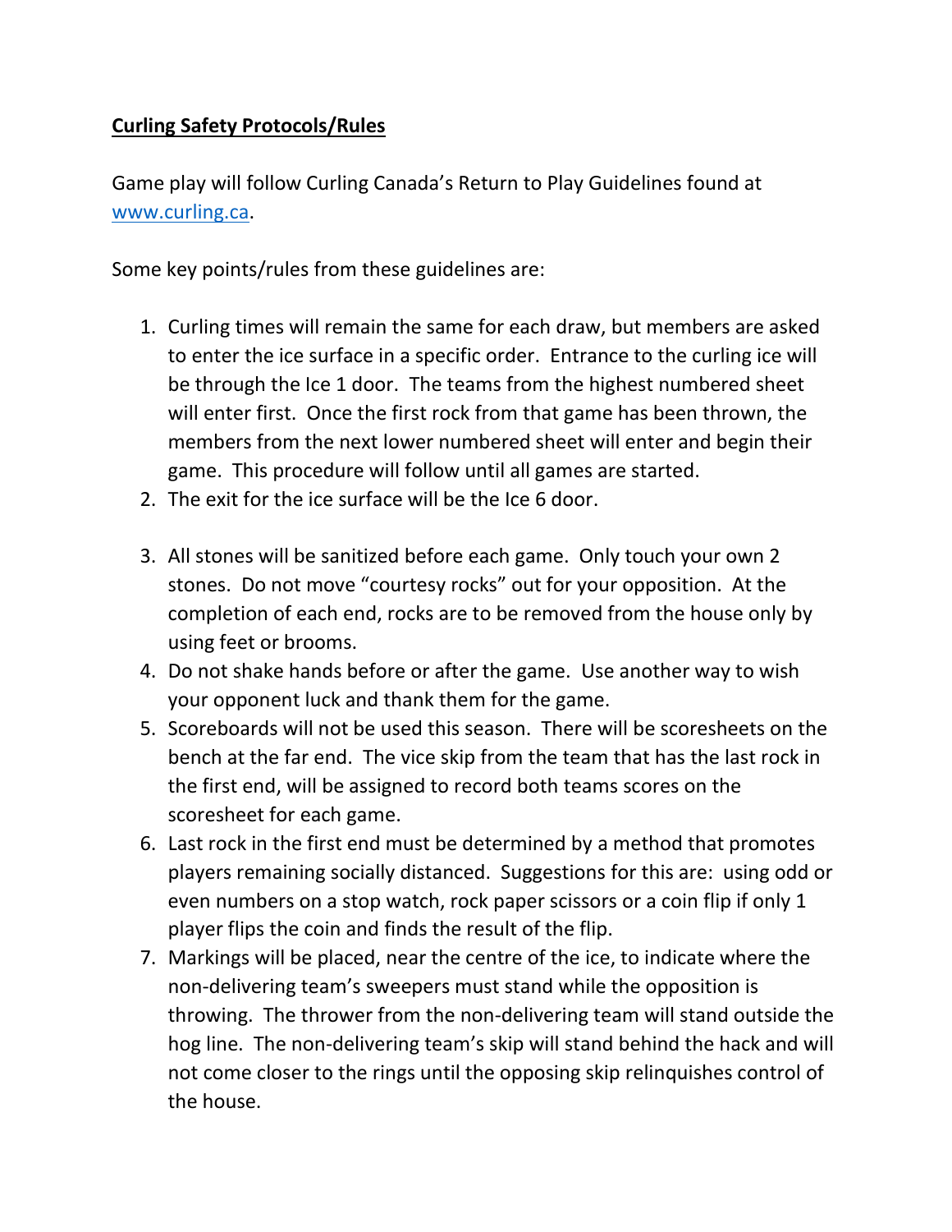**Curling Safety Protocols/Rules**

Game play will follow Curling Canada's Return to Play Guidelines found at [www.curling.ca](http://www.curling.ca).

Some key points/rules from these guidelines are:

1. Curling times will remain the same for each draw, but members are asked to enter the ice surface in a specific order. Entrance to the curling ice will be through the Ice 1 door. The teams from the highest numbered sheet will enter first. Once the first rock from that game has been thrown, the members from the next lower numbered sheet will enter and begin their game. This procedure will follow until all games are started.
2. The exit for the ice surface will be the Ice 6 door.
3. All stones will be sanitized before each game. Only touch your own 2 stones. Do not move "courtesy rocks" out for your opposition. At the completion of each end, rocks are to be removed from the house only by using feet or brooms.
4. Do not shake hands before or after the game. Use another way to wish your opponent luck and thank them for the game.
5. Scoreboards will not be used this season. There will be scoresheets on the bench at the far end. The vice skip from the team that has the last rock in the first end, will be assigned to record both teams scores on the scoresheet for each game.
6. Last rock in the first end must be determined by a method that promotes players remaining socially distanced. Suggestions for this are: using odd or even numbers on a stop watch, rock paper scissors or a coin flip if only 1 player flips the coin and finds the result of the flip.
7. Markings will be placed, near the centre of the ice, to indicate where the non-delivering team's sweepers must stand while the opposition is throwing. The thrower from the non-delivering team will stand outside the hog line. The non-delivering team's skip will stand behind the hack and will not come closer to the rings until the opposing skip relinquishes control of the house.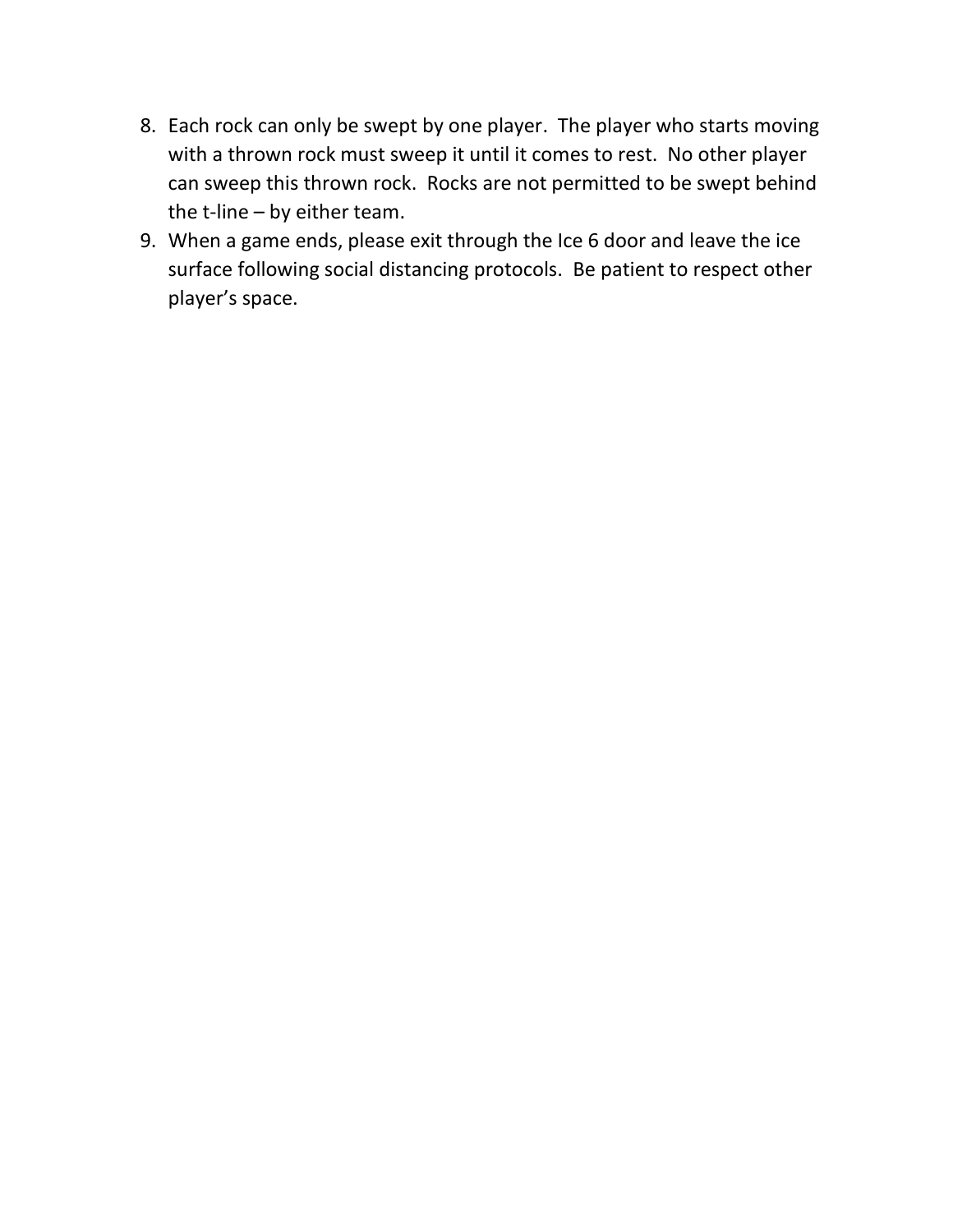8. Each rock can only be swept by one player. The player who starts moving with a thrown rock must sweep it until it comes to rest. No other player can sweep this thrown rock. Rocks are not permitted to be swept behind the t-line – by either team.
9. When a game ends, please exit through the Ice 6 door and leave the ice surface following social distancing protocols. Be patient to respect other player's space.